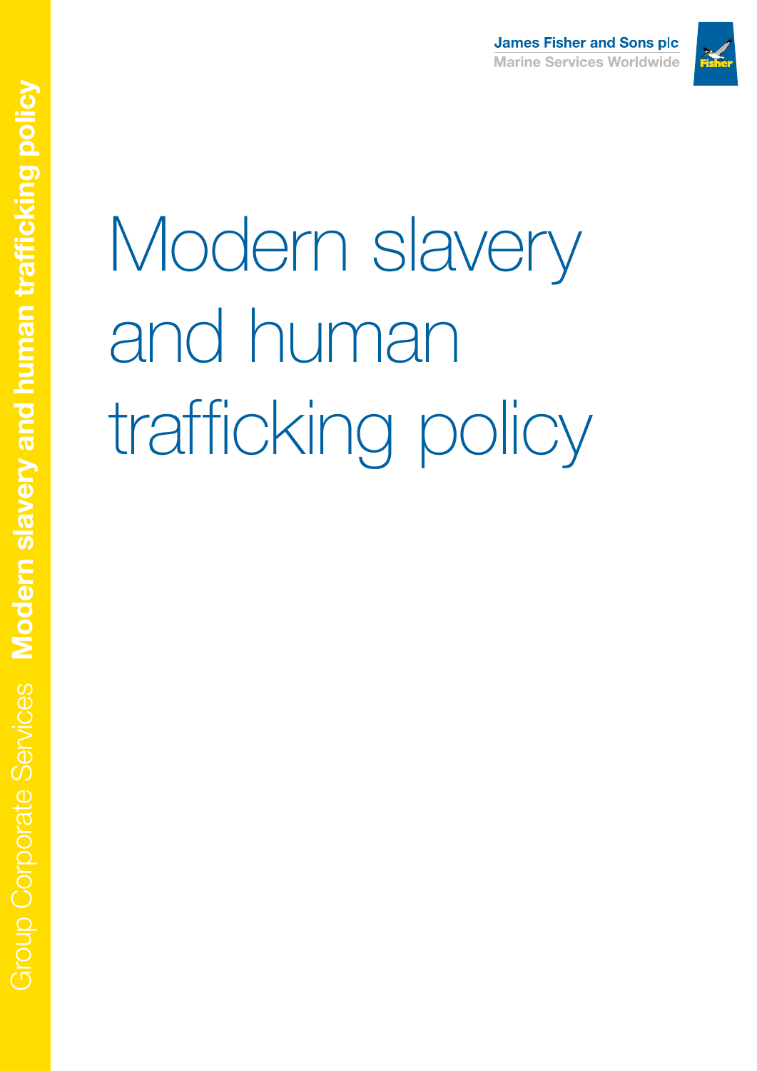James Fisher and Sons plc
Marine Services Worldwide

Group Corporate Services **Modern slavery and human trafficking policy**

# Modern slavery and human trafficking policy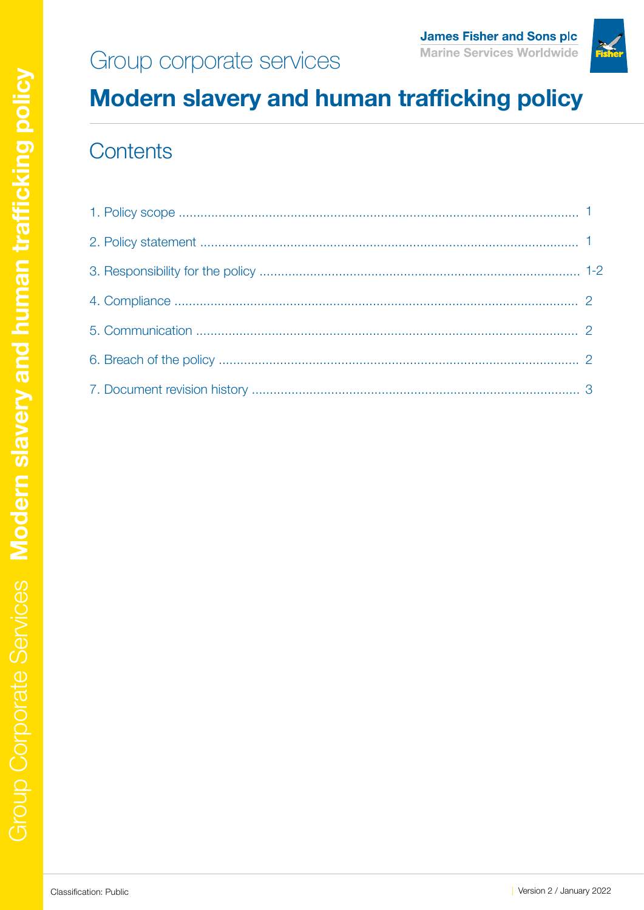Group corporate services

# Modern slavery and human trafficking policy

## Contents

1. Policy scope ........ 1
2. Policy statement ........ 1
3. Responsibility for the policy ........ 1-2
4. Compliance ........ 2
5. Communication ........ 2
6. Breach of the policy ........ 2
7. Document revision history ........ 3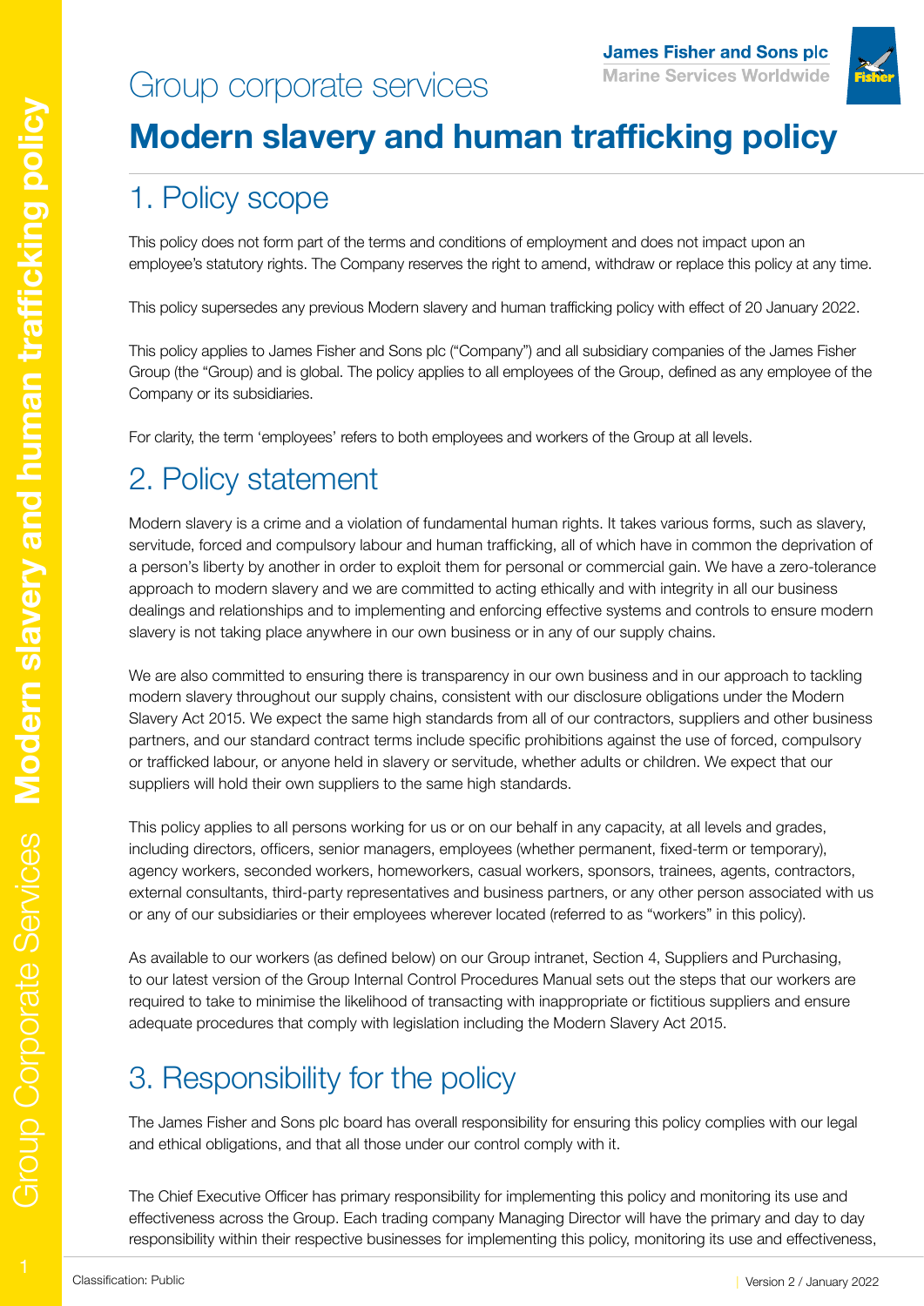# Group corporate services

# Modern slavery and human trafficking policy

## 1. Policy scope

This policy does not form part of the terms and conditions of employment and does not impact upon an employee's statutory rights. The Company reserves the right to amend, withdraw or replace this policy at any time.

This policy supersedes any previous Modern slavery and human trafficking policy with effect of 20 January 2022.

This policy applies to James Fisher and Sons plc ("Company") and all subsidiary companies of the James Fisher Group (the "Group) and is global. The policy applies to all employees of the Group, defined as any employee of the Company or its subsidiaries.

For clarity, the term 'employees' refers to both employees and workers of the Group at all levels.

## 2. Policy statement

Modern slavery is a crime and a violation of fundamental human rights. It takes various forms, such as slavery, servitude, forced and compulsory labour and human trafficking, all of which have in common the deprivation of a person's liberty by another in order to exploit them for personal or commercial gain. We have a zero-tolerance approach to modern slavery and we are committed to acting ethically and with integrity in all our business dealings and relationships and to implementing and enforcing effective systems and controls to ensure modern slavery is not taking place anywhere in our own business or in any of our supply chains.

We are also committed to ensuring there is transparency in our own business and in our approach to tackling modern slavery throughout our supply chains, consistent with our disclosure obligations under the Modern Slavery Act 2015. We expect the same high standards from all of our contractors, suppliers and other business partners, and our standard contract terms include specific prohibitions against the use of forced, compulsory or trafficked labour, or anyone held in slavery or servitude, whether adults or children. We expect that our suppliers will hold their own suppliers to the same high standards.

This policy applies to all persons working for us or on our behalf in any capacity, at all levels and grades, including directors, officers, senior managers, employees (whether permanent, fixed-term or temporary), agency workers, seconded workers, homeworkers, casual workers, sponsors, trainees, agents, contractors, external consultants, third-party representatives and business partners, or any other person associated with us or any of our subsidiaries or their employees wherever located (referred to as "workers" in this policy).

As available to our workers (as defined below) on our Group intranet, Section 4, Suppliers and Purchasing, to our latest version of the Group Internal Control Procedures Manual sets out the steps that our workers are required to take to minimise the likelihood of transacting with inappropriate or fictitious suppliers and ensure adequate procedures that comply with legislation including the Modern Slavery Act 2015.

## 3. Responsibility for the policy

The James Fisher and Sons plc board has overall responsibility for ensuring this policy complies with our legal and ethical obligations, and that all those under our control comply with it.

The Chief Executive Officer has primary responsibility for implementing this policy and monitoring its use and effectiveness across the Group. Each trading company Managing Director will have the primary and day to day responsibility within their respective businesses for implementing this policy, monitoring its use and effectiveness,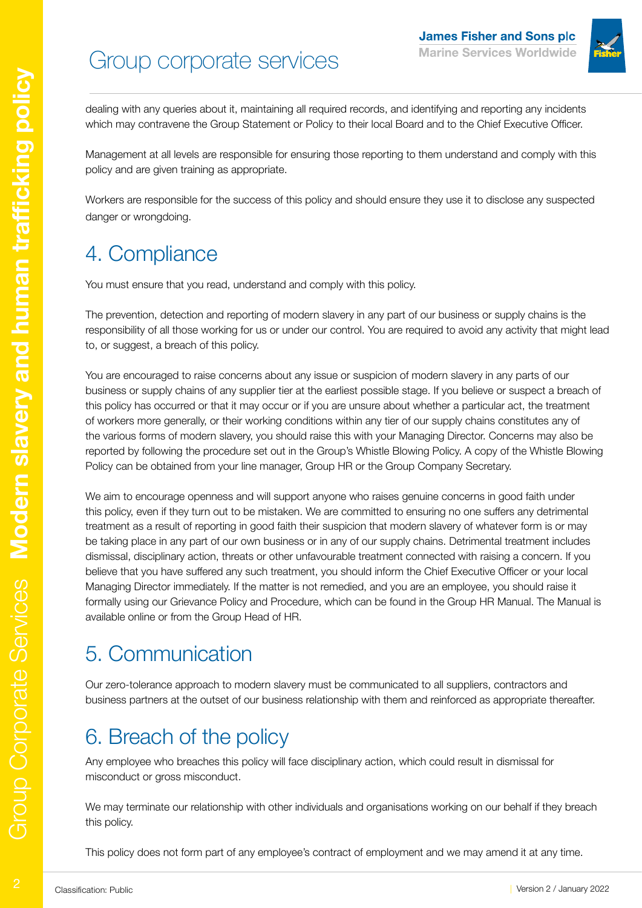dealing with any queries about it, maintaining all required records, and identifying and reporting any incidents which may contravene the Group Statement or Policy to their local Board and to the Chief Executive Officer.

Management at all levels are responsible for ensuring those reporting to them understand and comply with this policy and are given training as appropriate.

Workers are responsible for the success of this policy and should ensure they use it to disclose any suspected danger or wrongdoing.

# 4. Compliance

You must ensure that you read, understand and comply with this policy.

The prevention, detection and reporting of modern slavery in any part of our business or supply chains is the responsibility of all those working for us or under our control. You are required to avoid any activity that might lead to, or suggest, a breach of this policy.

You are encouraged to raise concerns about any issue or suspicion of modern slavery in any parts of our business or supply chains of any supplier tier at the earliest possible stage. If you believe or suspect a breach of this policy has occurred or that it may occur or if you are unsure about whether a particular act, the treatment of workers more generally, or their working conditions within any tier of our supply chains constitutes any of the various forms of modern slavery, you should raise this with your Managing Director. Concerns may also be reported by following the procedure set out in the Group's Whistle Blowing Policy. A copy of the Whistle Blowing Policy can be obtained from your line manager, Group HR or the Group Company Secretary.

We aim to encourage openness and will support anyone who raises genuine concerns in good faith under this policy, even if they turn out to be mistaken. We are committed to ensuring no one suffers any detrimental treatment as a result of reporting in good faith their suspicion that modern slavery of whatever form is or may be taking place in any part of our own business or in any of our supply chains. Detrimental treatment includes dismissal, disciplinary action, threats or other unfavourable treatment connected with raising a concern. If you believe that you have suffered any such treatment, you should inform the Chief Executive Officer or your local Managing Director immediately. If the matter is not remedied, and you are an employee, you should raise it formally using our Grievance Policy and Procedure, which can be found in the Group HR Manual. The Manual is available online or from the Group Head of HR.

# 5. Communication

Our zero-tolerance approach to modern slavery must be communicated to all suppliers, contractors and business partners at the outset of our business relationship with them and reinforced as appropriate thereafter.

# 6. Breach of the policy

Any employee who breaches this policy will face disciplinary action, which could result in dismissal for misconduct or gross misconduct.

We may terminate our relationship with other individuals and organisations working on our behalf if they breach this policy.

This policy does not form part of any employee's contract of employment and we may amend it at any time.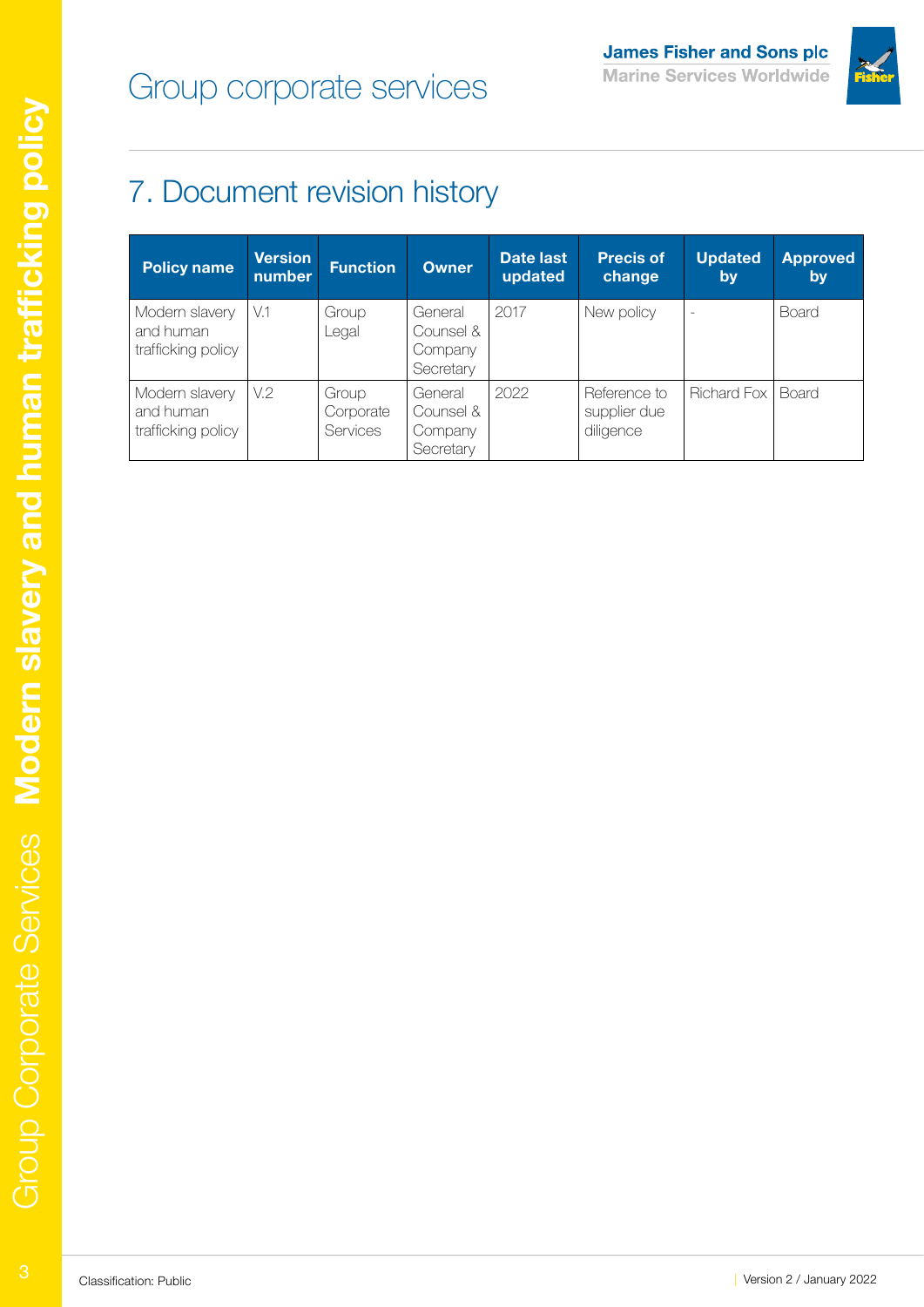# 7. Document revision history

| Policy name | Version number | Function | Owner | Date last updated | Precis of change | Updated by | Approved by |
|---|---|---|---|---|---|---|---|
| Modern slavery and human trafficking policy | V.1 | Group Legal | General Counsel & Company Secretary | 2017 | New policy | - | Board |
| Modern slavery and human trafficking policy | V.2 | Group Corporate Services | General Counsel & Company Secretary | 2022 | Reference to supplier due diligence | Richard Fox | Board |